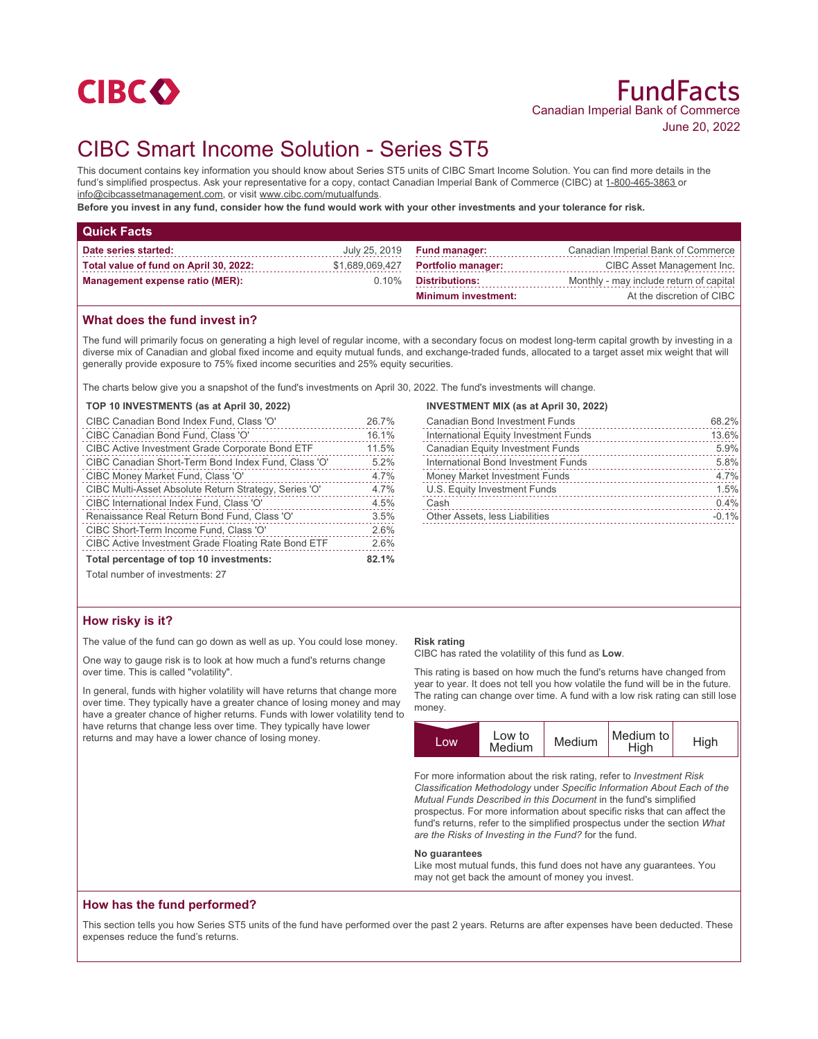CIBC

# FundFacts

Canadian Imperial Bank of Commerce

June 20, 2022

# CIBC Smart Income Solution - Series ST5

This document contains key information you should know about Series ST5 units of CIBC Smart Income Solution. You can find more details in the fund's simplified prospectus. Ask your representative for a copy, contact Canadian Imperial Bank of Commerce (CIBC) at 1-800-465-3863 or info@cibcassetmanagement.com, or visit www.cibc.com/mutualfunds.

**Before you invest in any fund, consider how the fund would work with your other investments and your tolerance for risk.**

## Quick Facts

| | | | |
|---|---|---|---|
| **Date series started:** | July 25, 2019 | **Fund manager:** | Canadian Imperial Bank of Commerce |
| **Total value of fund on April 30, 2022:** | $1,689,069,427 | **Portfolio manager:** | CIBC Asset Management Inc. |
| **Management expense ratio (MER):** | 0.10% | **Distributions:** | Monthly - may include return of capital |
| | | **Minimum investment:** | At the discretion of CIBC |

## What does the fund invest in?

The fund will primarily focus on generating a high level of regular income, with a secondary focus on modest long-term capital growth by investing in a diverse mix of Canadian and global fixed income and equity mutual funds, and exchange-traded funds, allocated to a target asset mix weight that will generally provide exposure to 75% fixed income securities and 25% equity securities.

The charts below give you a snapshot of the fund's investments on April 30, 2022. The fund's investments will change.

**TOP 10 INVESTMENTS (as at April 30, 2022)**

| Investment | % |
|---|---|
| CIBC Canadian Bond Index Fund, Class 'O' | 26.7% |
| CIBC Canadian Bond Fund, Class 'O' | 16.1% |
| CIBC Active Investment Grade Corporate Bond ETF | 11.5% |
| CIBC Canadian Short-Term Bond Index Fund, Class 'O' | 5.2% |
| CIBC Money Market Fund, Class 'O' | 4.7% |
| CIBC Multi-Asset Absolute Return Strategy, Series 'O' | 4.7% |
| CIBC International Index Fund, Class 'O' | 4.5% |
| Renaissance Real Return Bond Fund, Class 'O' | 3.5% |
| CIBC Short-Term Income Fund, Class 'O' | 2.6% |
| CIBC Active Investment Grade Floating Rate Bond ETF | 2.6% |
| **Total percentage of top 10 investments:** | **82.1%** |

Total number of investments: 27

**INVESTMENT MIX (as at April 30, 2022)**

| Investment | % |
|---|---|
| Canadian Bond Investment Funds | 68.2% |
| International Equity Investment Funds | 13.6% |
| Canadian Equity Investment Funds | 5.9% |
| International Bond Investment Funds | 5.8% |
| Money Market Investment Funds | 4.7% |
| U.S. Equity Investment Funds | 1.5% |
| Cash | 0.4% |
| Other Assets, less Liabilities | -0.1% |

## How risky is it?

The value of the fund can go down as well as up. You could lose money.

One way to gauge risk is to look at how much a fund's returns change over time. This is called "volatility".

In general, funds with higher volatility will have returns that change more over time. They typically have a greater chance of losing money and may have a greater chance of higher returns. Funds with lower volatility tend to have returns that change less over time. They typically have lower returns and may have a lower chance of losing money.

**Risk rating**

CIBC has rated the volatility of this fund as **Low**.

This rating is based on how much the fund's returns have changed from year to year. It does not tell you how volatile the fund will be in the future. The rating can change over time. A fund with a low risk rating can still lose money.

| **Low** | Low to Medium | Medium | Medium to High | High |
|---|---|---|---|---|

For more information about the risk rating, refer to *Investment Risk Classification Methodology* under *Specific Information About Each of the Mutual Funds Described in this Document* in the fund's simplified prospectus. For more information about specific risks that can affect the fund's returns, refer to the simplified prospectus under the section *What are the Risks of Investing in the Fund?* for the fund.

**No guarantees**

Like most mutual funds, this fund does not have any guarantees. You may not get back the amount of money you invest.

## How has the fund performed?

This section tells you how Series ST5 units of the fund have performed over the past 2 years. Returns are after expenses have been deducted. These expenses reduce the fund's returns.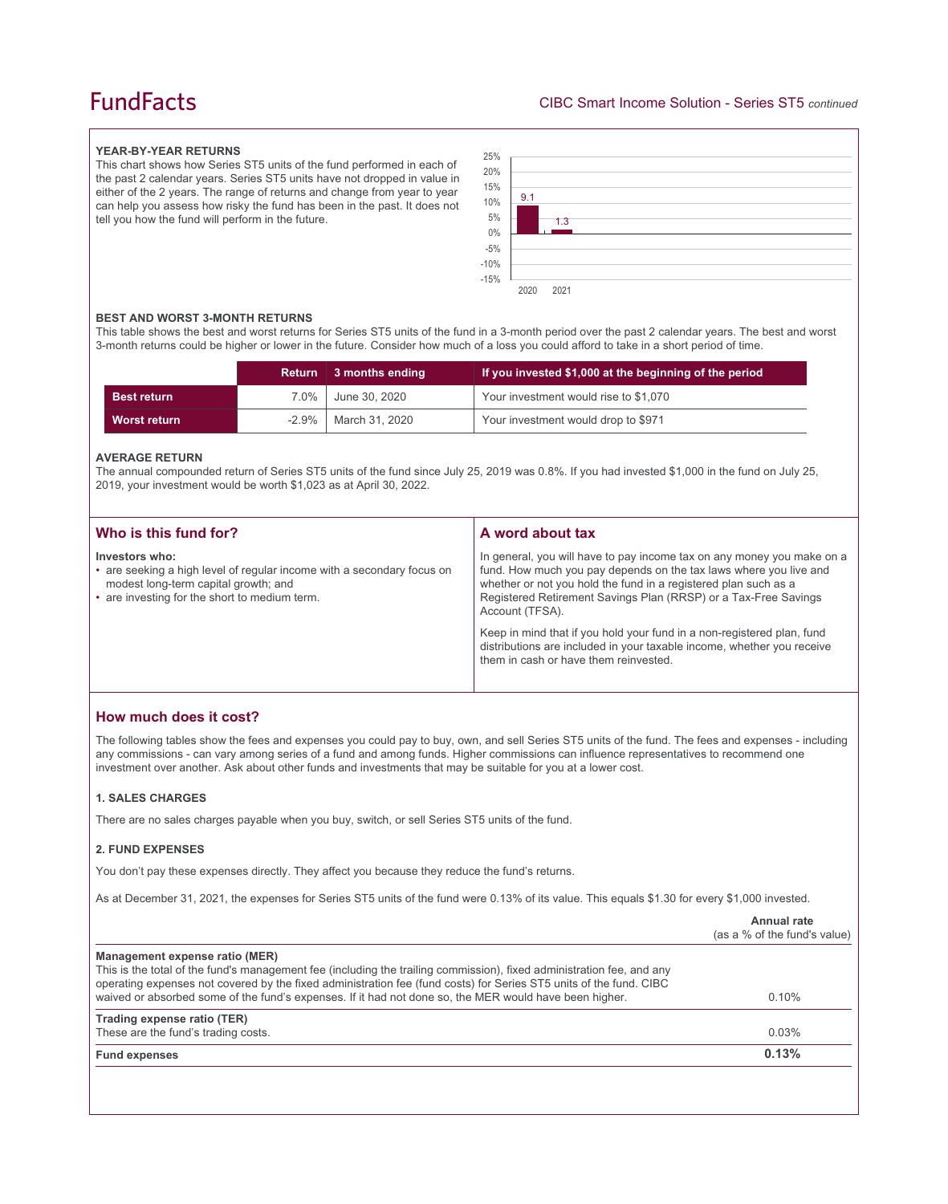### YEAR-BY-YEAR RETURNS

This chart shows how Series ST5 units of the fund performed in each of the past 2 calendar years. Series ST5 units have not dropped in value in either of the 2 years. The range of returns and change from year to year can help you assess how risky the fund has been in the past. It does not tell you how the fund will perform in the future.

| Year | Return (%) |
|---|---|
| 2020 | 9.1 |
| 2021 | 1.3 |

### BEST AND WORST 3-MONTH RETURNS

This table shows the best and worst returns for Series ST5 units of the fund in a 3-month period over the past 2 calendar years. The best and worst 3-month returns could be higher or lower in the future. Consider how much of a loss you could afford to take in a short period of time.

| | Return | 3 months ending | If you invested $1,000 at the beginning of the period |
|---|---|---|---|
| **Best return** | 7.0% | June 30, 2020 | Your investment would rise to $1,070 |
| **Worst return** | -2.9% | March 31, 2020 | Your investment would drop to $971 |

### AVERAGE RETURN

The annual compounded return of Series ST5 units of the fund since July 25, 2019 was 0.8%. If you had invested $1,000 in the fund on July 25, 2019, your investment would be worth $1,023 as at April 30, 2022.

## Who is this fund for?

**Investors who:**

- are seeking a high level of regular income with a secondary focus on modest long-term capital growth; and
- are investing for the short to medium term.

## A word about tax

In general, you will have to pay income tax on any money you make on a fund. How much you pay depends on the tax laws where you live and whether or not you hold the fund in a registered plan such as a Registered Retirement Savings Plan (RRSP) or a Tax-Free Savings Account (TFSA).

Keep in mind that if you hold your fund in a non-registered plan, fund distributions are included in your taxable income, whether you receive them in cash or have them reinvested.

## How much does it cost?

The following tables show the fees and expenses you could pay to buy, own, and sell Series ST5 units of the fund. The fees and expenses - including any commissions - can vary among series of a fund and among funds. Higher commissions can influence representatives to recommend one investment over another. Ask about other funds and investments that may be suitable for you at a lower cost.

### 1. SALES CHARGES

There are no sales charges payable when you buy, switch, or sell Series ST5 units of the fund.

### 2. FUND EXPENSES

You don't pay these expenses directly. They affect you because they reduce the fund's returns.

As at December 31, 2021, the expenses for Series ST5 units of the fund were 0.13% of its value. This equals $1.30 for every $1,000 invested.

| | **Annual rate** (as a % of the fund's value) |
|---|---|
| **Management expense ratio (MER)**<br>This is the total of the fund's management fee (including the trailing commission), fixed administration fee, and any operating expenses not covered by the fixed administration fee (fund costs) for Series ST5 units of the fund. CIBC waived or absorbed some of the fund's expenses. If it had not done so, the MER would have been higher. | 0.10% |
| **Trading expense ratio (TER)**<br>These are the fund's trading costs. | 0.03% |
| **Fund expenses** | **0.13%** |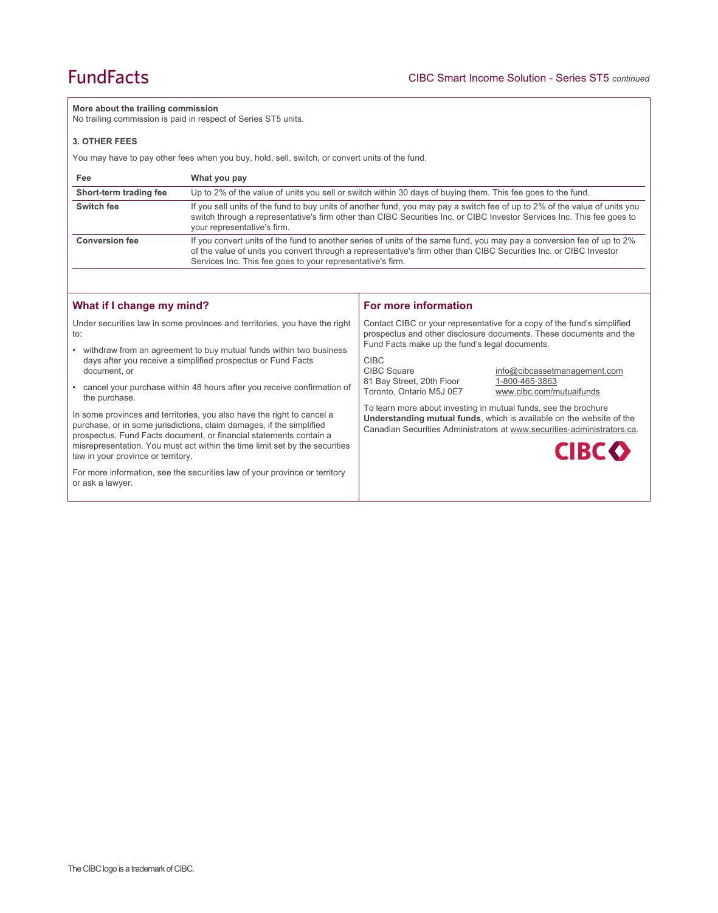**More about the trailing commission**
No trailing commission is paid in respect of Series ST5 units.

**3. OTHER FEES**

You may have to pay other fees when you buy, hold, sell, switch, or convert units of the fund.

| Fee | What you pay |
|---|---|
| **Short-term trading fee** | Up to 2% of the value of units you sell or switch within 30 days of buying them. This fee goes to the fund. |
| **Switch fee** | If you sell units of the fund to buy units of another fund, you may pay a switch fee of up to 2% of the value of units you switch through a representative's firm other than CIBC Securities Inc. or CIBC Investor Services Inc. This fee goes to your representative's firm. |
| **Conversion fee** | If you convert units of the fund to another series of units of the same fund, you may pay a conversion fee of up to 2% of the value of units you convert through a representative's firm other than CIBC Securities Inc. or CIBC Investor Services Inc. This fee goes to your representative's firm. |

## What if I change my mind?

Under securities law in some provinces and territories, you have the right to:

- withdraw from an agreement to buy mutual funds within two business days after you receive a simplified prospectus or Fund Facts document, or
- cancel your purchase within 48 hours after you receive confirmation of the purchase.

In some provinces and territories, you also have the right to cancel a purchase, or in some jurisdictions, claim damages, if the simplified prospectus, Fund Facts document, or financial statements contain a misrepresentation. You must act within the time limit set by the securities law in your province or territory.

For more information, see the securities law of your province or territory or ask a lawyer.

## For more information

Contact CIBC or your representative for a copy of the fund's simplified prospectus and other disclosure documents. These documents and the Fund Facts make up the fund's legal documents.

CIBC
CIBC Square
81 Bay Street, 20th Floor
Toronto, Ontario M5J 0E7

info@cibcassetmanagement.com
1-800-465-3863
www.cibc.com/mutualfunds

To learn more about investing in mutual funds, see the brochure **Understanding mutual funds**, which is available on the website of the Canadian Securities Administrators at www.securities-administrators.ca.

CIBC

The CIBC logo is a trademark of CIBC.